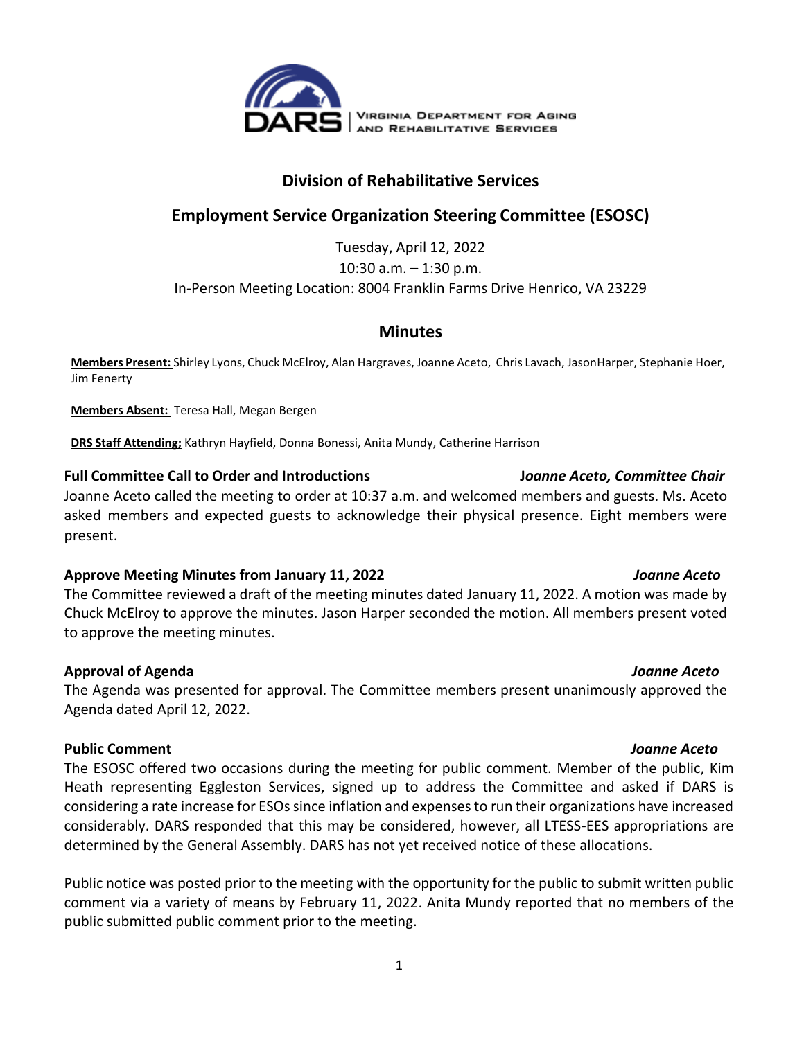VIRGINIA DEPARTMENT FOR AGING AND REHABILITATIVE SERVICES

# Division of Rehabilitative Services

## Employment Service Organization Steering Committee (ESOSC)

Tuesday, April 12, 2022
10:30 a.m. – 1:30 p.m.
In-Person Meeting Location: 8004 Franklin Farms Drive Henrico, VA 23229

## Minutes

**Members Present:** Shirley Lyons, Chuck McElroy, Alan Hargraves, Joanne Aceto, Chris Lavach, JasonHarper, Stephanie Hoer, Jim Fenerty

**Members Absent:** Teresa Hall, Megan Bergen

**DRS Staff Attending;** Kathryn Hayfield, Donna Bonessi, Anita Mundy, Catherine Harrison

**Full Committee Call to Order and Introductions** — ***Joanne Aceto, Committee Chair***

Joanne Aceto called the meeting to order at 10:37 a.m. and welcomed members and guests. Ms. Aceto asked members and expected guests to acknowledge their physical presence. Eight members were present.

**Approve Meeting Minutes from January 11, 2022** — ***Joanne Aceto***

The Committee reviewed a draft of the meeting minutes dated January 11, 2022. A motion was made by Chuck McElroy to approve the minutes. Jason Harper seconded the motion. All members present voted to approve the meeting minutes.

**Approval of Agenda** — ***Joanne Aceto***

The Agenda was presented for approval. The Committee members present unanimously approved the Agenda dated April 12, 2022.

**Public Comment** — ***Joanne Aceto***

The ESOSC offered two occasions during the meeting for public comment. Member of the public, Kim Heath representing Eggleston Services, signed up to address the Committee and asked if DARS is considering a rate increase for ESOs since inflation and expenses to run their organizations have increased considerably. DARS responded that this may be considered, however, all LTESS-EES appropriations are determined by the General Assembly. DARS has not yet received notice of these allocations.

Public notice was posted prior to the meeting with the opportunity for the public to submit written public comment via a variety of means by February 11, 2022. Anita Mundy reported that no members of the public submitted public comment prior to the meeting.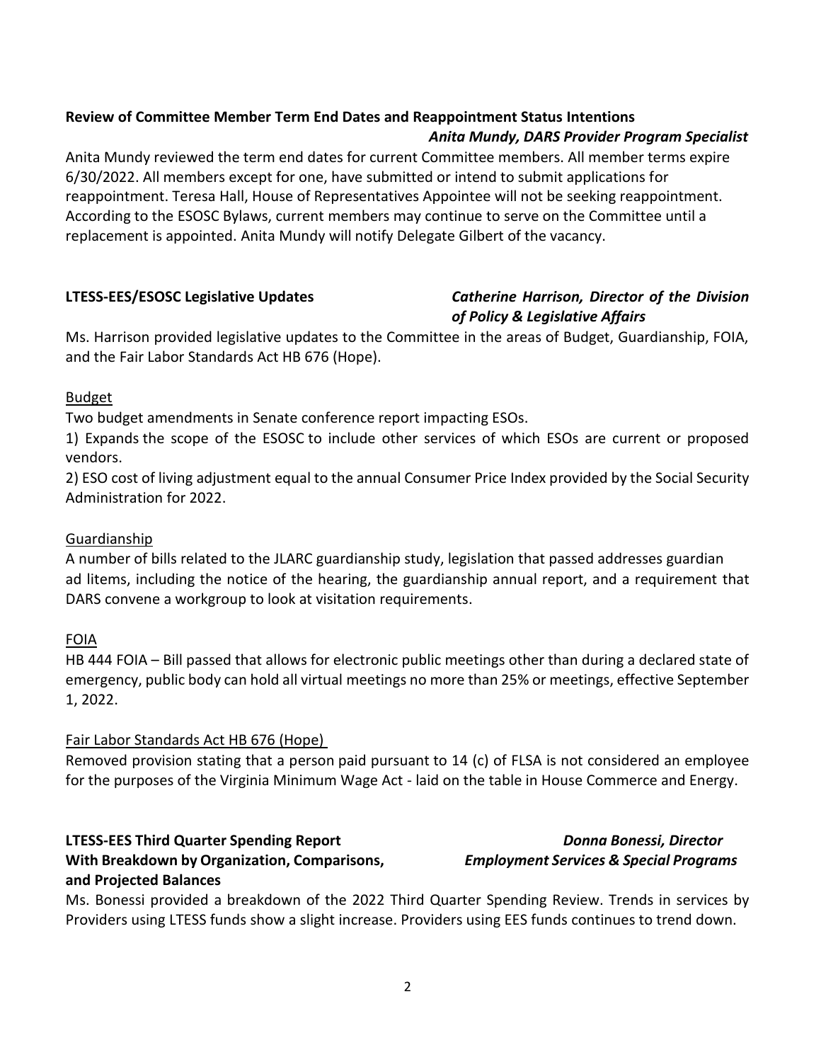**Review of Committee Member Term End Dates and Reappointment Status Intentions**
*Anita Mundy, DARS Provider Program Specialist*

Anita Mundy reviewed the term end dates for current Committee members. All member terms expire 6/30/2022. All members except for one, have submitted or intend to submit applications for reappointment. Teresa Hall, House of Representatives Appointee will not be seeking reappointment. According to the ESOSC Bylaws, current members may continue to serve on the Committee until a replacement is appointed. Anita Mundy will notify Delegate Gilbert of the vacancy.

**LTESS-EES/ESOSC Legislative Updates** *Catherine Harrison, Director of the Division of Policy & Legislative Affairs*

Ms. Harrison provided legislative updates to the Committee in the areas of Budget, Guardianship, FOIA, and the Fair Labor Standards Act HB 676 (Hope).

Budget

Two budget amendments in Senate conference report impacting ESOs.

1) Expands the scope of the ESOSC to include other services of which ESOs are current or proposed vendors.

2) ESO cost of living adjustment equal to the annual Consumer Price Index provided by the Social Security Administration for 2022.

Guardianship

A number of bills related to the JLARC guardianship study, legislation that passed addresses guardian ad litems, including the notice of the hearing, the guardianship annual report, and a requirement that DARS convene a workgroup to look at visitation requirements.

FOIA

HB 444 FOIA – Bill passed that allows for electronic public meetings other than during a declared state of emergency, public body can hold all virtual meetings no more than 25% or meetings, effective September 1, 2022.

Fair Labor Standards Act HB 676 (Hope)

Removed provision stating that a person paid pursuant to 14 (c) of FLSA is not considered an employee for the purposes of the Virginia Minimum Wage Act - laid on the table in House Commerce and Energy.

**LTESS-EES Third Quarter Spending Report With Breakdown by Organization, Comparisons, and Projected Balances** *Donna Bonessi, Director Employment Services & Special Programs*

Ms. Bonessi provided a breakdown of the 2022 Third Quarter Spending Review. Trends in services by Providers using LTESS funds show a slight increase. Providers using EES funds continues to trend down.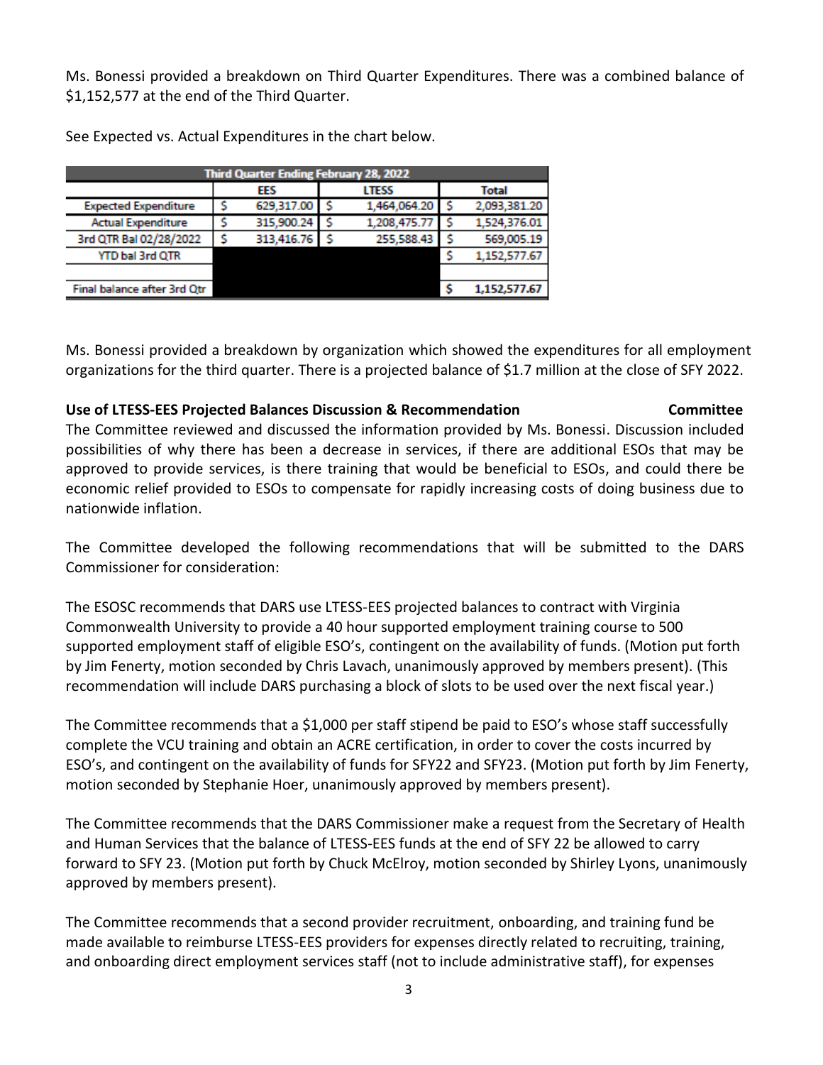Ms. Bonessi provided a breakdown on Third Quarter Expenditures. There was a combined balance of $1,152,577 at the end of the Third Quarter.

See Expected vs. Actual Expenditures in the chart below.

| Third Quarter Ending February 28, 2022 | | | |
|---|---|---|---|
| | EES | LTESS | Total |
| Expected Expenditure | $ 629,317.00 | $ 1,464,064.20 | $ 2,093,381.20 |
| Actual Expenditure | $ 315,900.24 | $ 1,208,475.77 | $ 1,524,376.01 |
| 3rd QTR Bal 02/28/2022 | $ 313,416.76 | $ 255,588.43 | $ 569,005.19 |
| YTD bal 3rd QTR | | | $ 1,152,577.67 |
| | | | |
| Final balance after 3rd Qtr | | | $ 1,152,577.67 |

Ms. Bonessi provided a breakdown by organization which showed the expenditures for all employment organizations for the third quarter. There is a projected balance of $1.7 million at the close of SFY 2022.

**Use of LTESS-EES Projected Balances Discussion & Recommendation** **Committee**

The Committee reviewed and discussed the information provided by Ms. Bonessi. Discussion included possibilities of why there has been a decrease in services, if there are additional ESOs that may be approved to provide services, is there training that would be beneficial to ESOs, and could there be economic relief provided to ESOs to compensate for rapidly increasing costs of doing business due to nationwide inflation.

The Committee developed the following recommendations that will be submitted to the DARS Commissioner for consideration:

The ESOSC recommends that DARS use LTESS-EES projected balances to contract with Virginia Commonwealth University to provide a 40 hour supported employment training course to 500 supported employment staff of eligible ESO's, contingent on the availability of funds. (Motion put forth by Jim Fenerty, motion seconded by Chris Lavach, unanimously approved by members present). (This recommendation will include DARS purchasing a block of slots to be used over the next fiscal year.)

The Committee recommends that a $1,000 per staff stipend be paid to ESO's whose staff successfully complete the VCU training and obtain an ACRE certification, in order to cover the costs incurred by ESO's, and contingent on the availability of funds for SFY22 and SFY23. (Motion put forth by Jim Fenerty, motion seconded by Stephanie Hoer, unanimously approved by members present).

The Committee recommends that the DARS Commissioner make a request from the Secretary of Health and Human Services that the balance of LTESS-EES funds at the end of SFY 22 be allowed to carry forward to SFY 23. (Motion put forth by Chuck McElroy, motion seconded by Shirley Lyons, unanimously approved by members present).

The Committee recommends that a second provider recruitment, onboarding, and training fund be made available to reimburse LTESS-EES providers for expenses directly related to recruiting, training, and onboarding direct employment services staff (not to include administrative staff), for expenses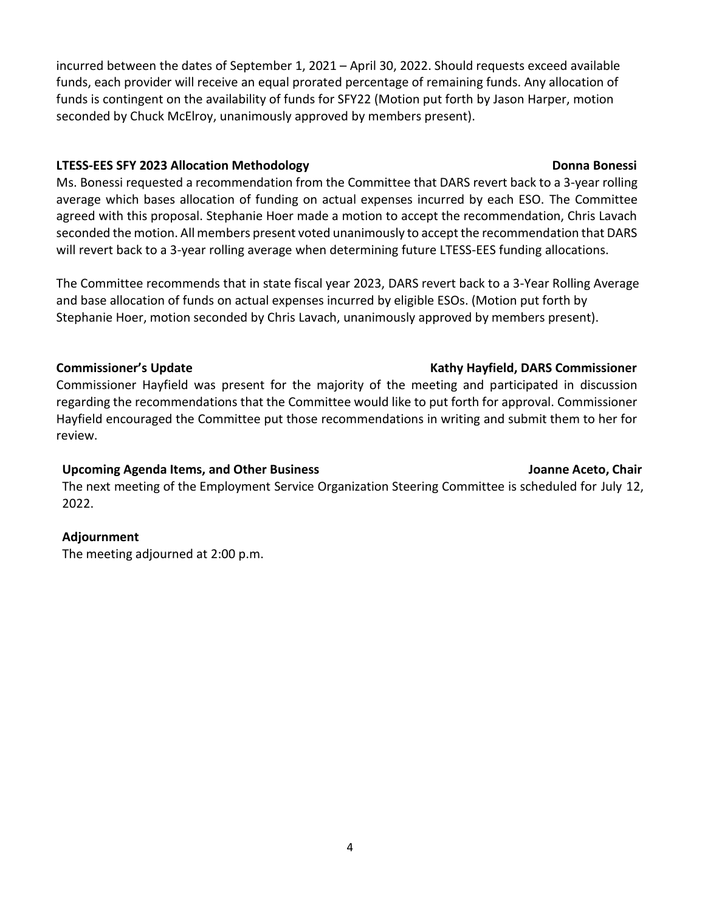incurred between the dates of September 1, 2021 – April 30, 2022. Should requests exceed available funds, each provider will receive an equal prorated percentage of remaining funds. Any allocation of funds is contingent on the availability of funds for SFY22 (Motion put forth by Jason Harper, motion seconded by Chuck McElroy, unanimously approved by members present).

**LTESS-EES SFY 2023 Allocation Methodology** **Donna Bonessi**

Ms. Bonessi requested a recommendation from the Committee that DARS revert back to a 3-year rolling average which bases allocation of funding on actual expenses incurred by each ESO. The Committee agreed with this proposal. Stephanie Hoer made a motion to accept the recommendation, Chris Lavach seconded the motion. All members present voted unanimously to accept the recommendation that DARS will revert back to a 3-year rolling average when determining future LTESS-EES funding allocations.

The Committee recommends that in state fiscal year 2023, DARS revert back to a 3-Year Rolling Average and base allocation of funds on actual expenses incurred by eligible ESOs. (Motion put forth by Stephanie Hoer, motion seconded by Chris Lavach, unanimously approved by members present).

**Commissioner's Update** **Kathy Hayfield, DARS Commissioner**

Commissioner Hayfield was present for the majority of the meeting and participated in discussion regarding the recommendations that the Committee would like to put forth for approval. Commissioner Hayfield encouraged the Committee put those recommendations in writing and submit them to her for review.

**Upcoming Agenda Items, and Other Business** **Joanne Aceto, Chair**

The next meeting of the Employment Service Organization Steering Committee is scheduled for July 12, 2022.

**Adjournment**

The meeting adjourned at 2:00 p.m.